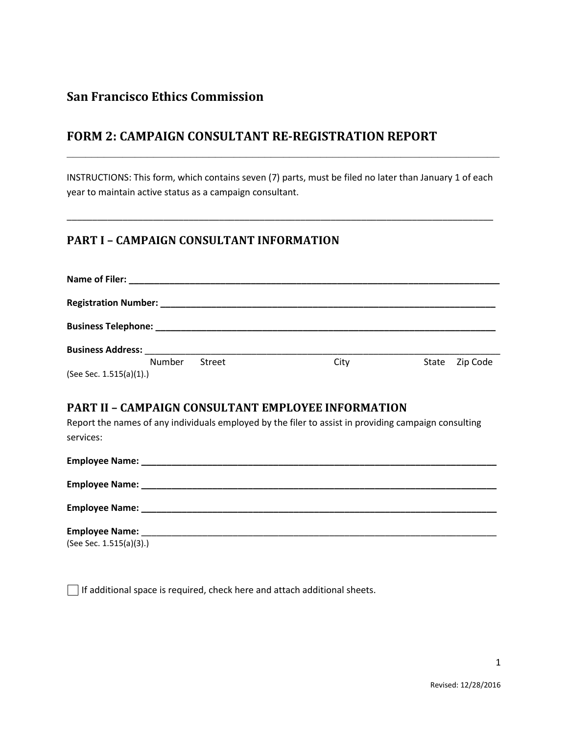## San Francisco Ethics Commission

## FORM 2: CAMPAIGN CONSULTANT RE-REGISTRATION REPORT

---

INSTRUCTIONS: This form, which contains seven (7) parts, must be filed no later than January 1 of each year to maintain active status as a campaign consultant.

---

## PART I – CAMPAIGN CONSULTANT INFORMATION

**Name of Filer: ______________________________________________________________**

**Registration Number: _________________________________________________________**

**Business Telephone: __________________________________________________________**

**Business Address:** ___________________________________________________________
Number Street City State Zip Code
(See Sec. 1.515(a)(1).)

## PART II – CAMPAIGN CONSULTANT EMPLOYEE INFORMATION

Report the names of any individuals employed by the filer to assist in providing campaign consulting services:

**Employee Name: ______________________________________________________________**

**Employee Name: ______________________________________________________________**

**Employee Name: ______________________________________________________________**

**Employee Name:** ______________________________________________________________
(See Sec. 1.515(a)(3).)

☐ If additional space is required, check here and attach additional sheets.

Revised: 12/28/2016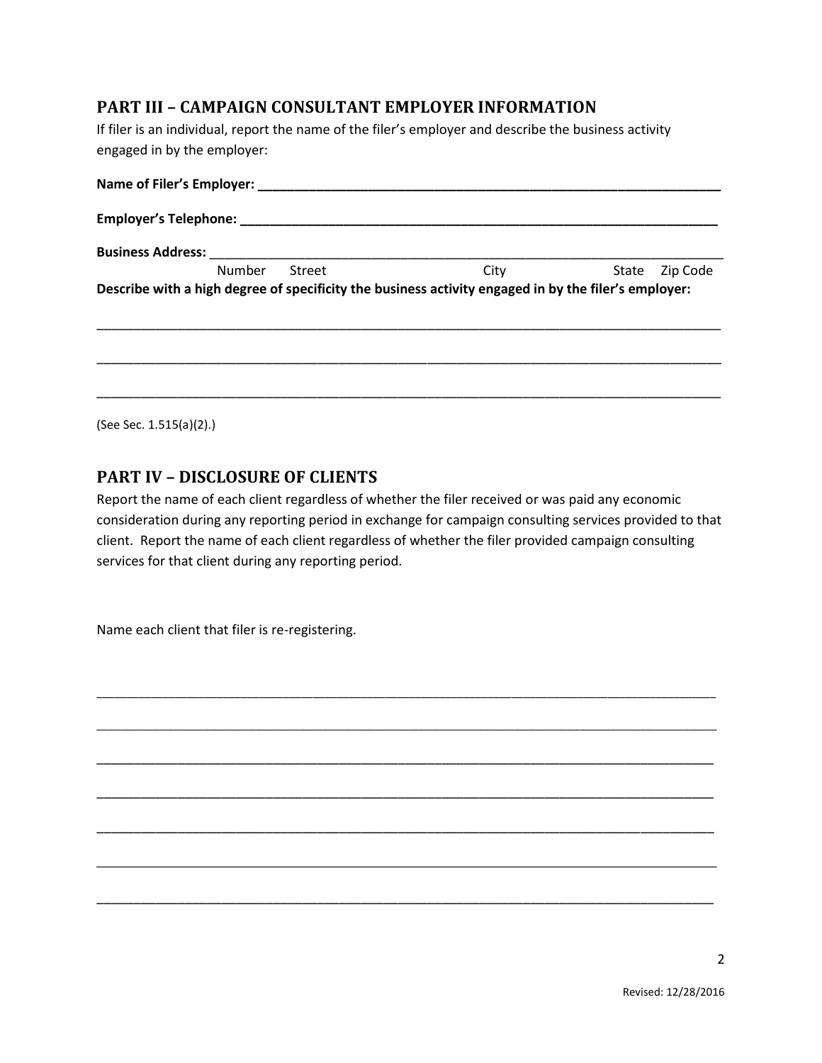## PART III – CAMPAIGN CONSULTANT EMPLOYER INFORMATION

If filer is an individual, report the name of the filer's employer and describe the business activity engaged in by the employer:

**Name of Filer's Employer:** ______________________________________________________________

**Employer's Telephone:** ______________________________________________________________

**Business Address:** ______________________________________________________________

Number Street City State Zip Code

**Describe with a high degree of specificity the business activity engaged in by the filer's employer:**

______________________________________________________________________________

______________________________________________________________________________

______________________________________________________________________________

(See Sec. 1.515(a)(2).)

## PART IV – DISCLOSURE OF CLIENTS

Report the name of each client regardless of whether the filer received or was paid any economic consideration during any reporting period in exchange for campaign consulting services provided to that client. Report the name of each client regardless of whether the filer provided campaign consulting services for that client during any reporting period.

Name each client that filer is re-registering.

______________________________________________________________________________

______________________________________________________________________________

______________________________________________________________________________

______________________________________________________________________________

______________________________________________________________________________

______________________________________________________________________________

______________________________________________________________________________

Revised: 12/28/2016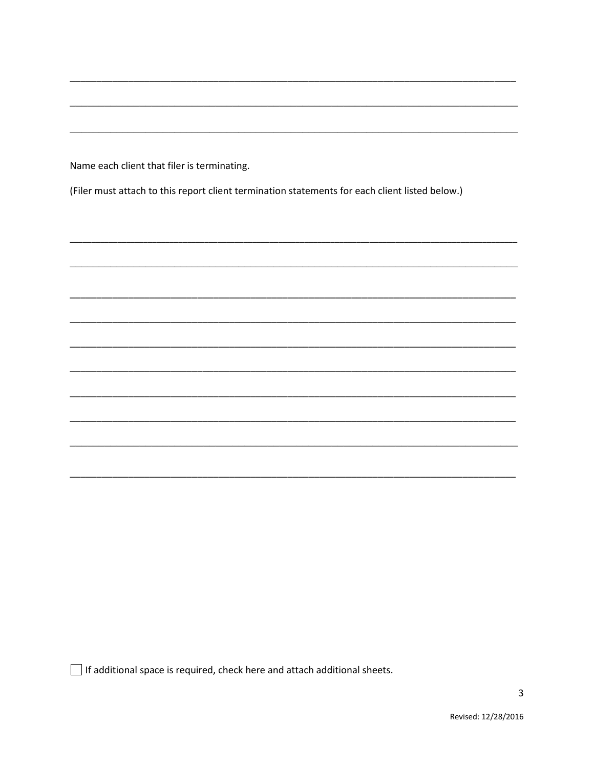\_\_\_\_\_\_\_\_\_\_\_\_\_\_\_\_\_\_\_\_\_\_\_\_\_\_\_\_\_\_\_\_\_\_\_\_\_\_\_\_\_\_\_\_\_\_\_\_\_\_\_\_\_\_\_\_\_\_\_\_\_\_\_\_\_\_\_\_\_\_\_\_\_\_\_\_\_\_\_\_

\_\_\_\_\_\_\_\_\_\_\_\_\_\_\_\_\_\_\_\_\_\_\_\_\_\_\_\_\_\_\_\_\_\_\_\_\_\_\_\_\_\_\_\_\_\_\_\_\_\_\_\_\_\_\_\_\_\_\_\_\_\_\_\_\_\_\_\_\_\_\_\_\_\_\_\_\_\_\_\_

\_\_\_\_\_\_\_\_\_\_\_\_\_\_\_\_\_\_\_\_\_\_\_\_\_\_\_\_\_\_\_\_\_\_\_\_\_\_\_\_\_\_\_\_\_\_\_\_\_\_\_\_\_\_\_\_\_\_\_\_\_\_\_\_\_\_\_\_\_\_\_\_\_\_\_\_\_\_\_\_

Name each client that filer is terminating.

(Filer must attach to this report client termination statements for each client listed below.)

\_\_\_\_\_\_\_\_\_\_\_\_\_\_\_\_\_\_\_\_\_\_\_\_\_\_\_\_\_\_\_\_\_\_\_\_\_\_\_\_\_\_\_\_\_\_\_\_\_\_\_\_\_\_\_\_\_\_\_\_\_\_\_\_\_\_\_\_\_\_\_\_\_\_\_\_\_\_\_\_

\_\_\_\_\_\_\_\_\_\_\_\_\_\_\_\_\_\_\_\_\_\_\_\_\_\_\_\_\_\_\_\_\_\_\_\_\_\_\_\_\_\_\_\_\_\_\_\_\_\_\_\_\_\_\_\_\_\_\_\_\_\_\_\_\_\_\_\_\_\_\_\_\_\_\_\_\_\_\_\_

\_\_\_\_\_\_\_\_\_\_\_\_\_\_\_\_\_\_\_\_\_\_\_\_\_\_\_\_\_\_\_\_\_\_\_\_\_\_\_\_\_\_\_\_\_\_\_\_\_\_\_\_\_\_\_\_\_\_\_\_\_\_\_\_\_\_\_\_\_\_\_\_\_\_\_\_\_\_\_\_

\_\_\_\_\_\_\_\_\_\_\_\_\_\_\_\_\_\_\_\_\_\_\_\_\_\_\_\_\_\_\_\_\_\_\_\_\_\_\_\_\_\_\_\_\_\_\_\_\_\_\_\_\_\_\_\_\_\_\_\_\_\_\_\_\_\_\_\_\_\_\_\_\_\_\_\_\_\_\_\_

\_\_\_\_\_\_\_\_\_\_\_\_\_\_\_\_\_\_\_\_\_\_\_\_\_\_\_\_\_\_\_\_\_\_\_\_\_\_\_\_\_\_\_\_\_\_\_\_\_\_\_\_\_\_\_\_\_\_\_\_\_\_\_\_\_\_\_\_\_\_\_\_\_\_\_\_\_\_\_\_

\_\_\_\_\_\_\_\_\_\_\_\_\_\_\_\_\_\_\_\_\_\_\_\_\_\_\_\_\_\_\_\_\_\_\_\_\_\_\_\_\_\_\_\_\_\_\_\_\_\_\_\_\_\_\_\_\_\_\_\_\_\_\_\_\_\_\_\_\_\_\_\_\_\_\_\_\_\_\_\_

\_\_\_\_\_\_\_\_\_\_\_\_\_\_\_\_\_\_\_\_\_\_\_\_\_\_\_\_\_\_\_\_\_\_\_\_\_\_\_\_\_\_\_\_\_\_\_\_\_\_\_\_\_\_\_\_\_\_\_\_\_\_\_\_\_\_\_\_\_\_\_\_\_\_\_\_\_\_\_\_

\_\_\_\_\_\_\_\_\_\_\_\_\_\_\_\_\_\_\_\_\_\_\_\_\_\_\_\_\_\_\_\_\_\_\_\_\_\_\_\_\_\_\_\_\_\_\_\_\_\_\_\_\_\_\_\_\_\_\_\_\_\_\_\_\_\_\_\_\_\_\_\_\_\_\_\_\_\_\_\_

\_\_\_\_\_\_\_\_\_\_\_\_\_\_\_\_\_\_\_\_\_\_\_\_\_\_\_\_\_\_\_\_\_\_\_\_\_\_\_\_\_\_\_\_\_\_\_\_\_\_\_\_\_\_\_\_\_\_\_\_\_\_\_\_\_\_\_\_\_\_\_\_\_\_\_\_\_\_\_\_

\_\_\_\_\_\_\_\_\_\_\_\_\_\_\_\_\_\_\_\_\_\_\_\_\_\_\_\_\_\_\_\_\_\_\_\_\_\_\_\_\_\_\_\_\_\_\_\_\_\_\_\_\_\_\_\_\_\_\_\_\_\_\_\_\_\_\_\_\_\_\_\_\_\_\_\_\_\_\_\_

☐ If additional space is required, check here and attach additional sheets.

Revised: 12/28/2016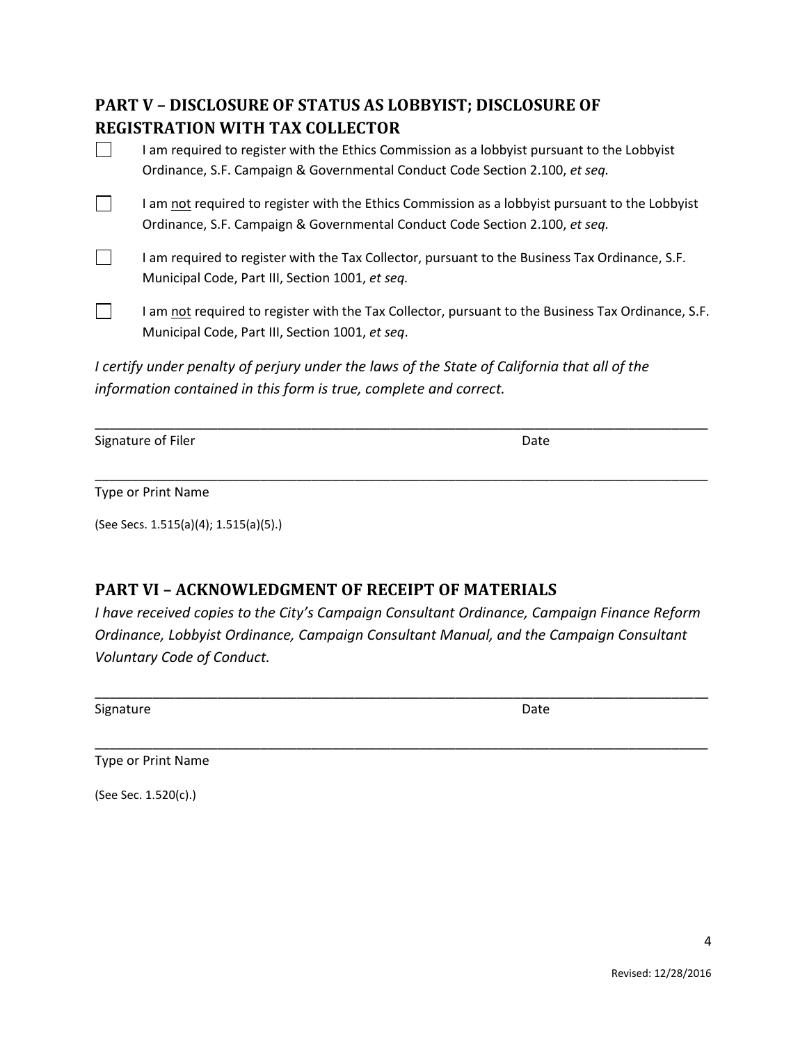## PART V – DISCLOSURE OF STATUS AS LOBBYIST; DISCLOSURE OF REGISTRATION WITH TAX COLLECTOR

- [ ] I am required to register with the Ethics Commission as a lobbyist pursuant to the Lobbyist Ordinance, S.F. Campaign & Governmental Conduct Code Section 2.100, *et seq.*
- [ ] I am <u>not</u> required to register with the Ethics Commission as a lobbyist pursuant to the Lobbyist Ordinance, S.F. Campaign & Governmental Conduct Code Section 2.100, *et seq.*
- [ ] I am required to register with the Tax Collector, pursuant to the Business Tax Ordinance, S.F. Municipal Code, Part III, Section 1001, *et seq.*
- [ ] I am <u>not</u> required to register with the Tax Collector, pursuant to the Business Tax Ordinance, S.F. Municipal Code, Part III, Section 1001, *et seq*.

*I certify under penalty of perjury under the laws of the State of California that all of the information contained in this form is true, complete and correct.*

______________________________________________________________________________________

Signature of Filer                                                                                    Date

______________________________________________________________________________________

Type or Print Name

(See Secs. 1.515(a)(4); 1.515(a)(5).)

## PART VI – ACKNOWLEDGMENT OF RECEIPT OF MATERIALS

*I have received copies to the City's Campaign Consultant Ordinance, Campaign Finance Reform Ordinance, Lobbyist Ordinance, Campaign Consultant Manual, and the Campaign Consultant Voluntary Code of Conduct.*

______________________________________________________________________________________

Signature                                                                                                Date

______________________________________________________________________________________

Type or Print Name

(See Sec. 1.520(c).)

Revised: 12/28/2016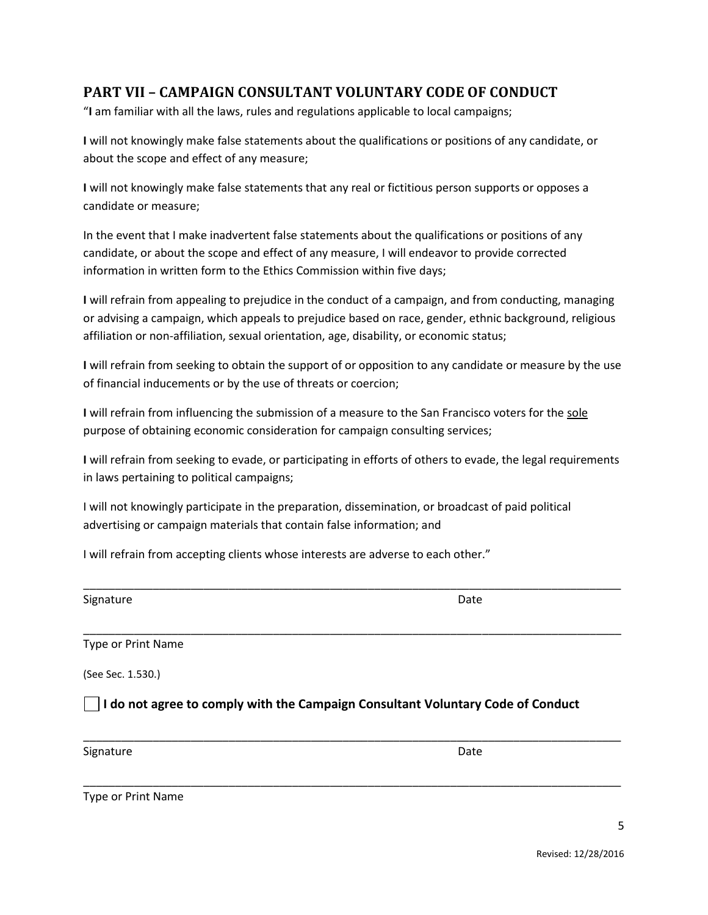## PART VII – CAMPAIGN CONSULTANT VOLUNTARY CODE OF CONDUCT

"**I** am familiar with all the laws, rules and regulations applicable to local campaigns;

**I** will not knowingly make false statements about the qualifications or positions of any candidate, or about the scope and effect of any measure;

**I** will not knowingly make false statements that any real or fictitious person supports or opposes a candidate or measure;

In the event that I make inadvertent false statements about the qualifications or positions of any candidate, or about the scope and effect of any measure, I will endeavor to provide corrected information in written form to the Ethics Commission within five days;

**I** will refrain from appealing to prejudice in the conduct of a campaign, and from conducting, managing or advising a campaign, which appeals to prejudice based on race, gender, ethnic background, religious affiliation or non-affiliation, sexual orientation, age, disability, or economic status;

**I** will refrain from seeking to obtain the support of or opposition to any candidate or measure by the use of financial inducements or by the use of threats or coercion;

**I** will refrain from influencing the submission of a measure to the San Francisco voters for the <u>sole</u> purpose of obtaining economic consideration for campaign consulting services;

**I** will refrain from seeking to evade, or participating in efforts of others to evade, the legal requirements in laws pertaining to political campaigns;

I will not knowingly participate in the preparation, dissemination, or broadcast of paid political advertising or campaign materials that contain false information; and

I will refrain from accepting clients whose interests are adverse to each other."

_________________________________________________________________________________

Signature                                                                                    Date

_________________________________________________________________________________

Type or Print Name

(See Sec. 1.530.)

☐ **I do not agree to comply with the Campaign Consultant Voluntary Code of Conduct**

_________________________________________________________________________________

Signature                                                                                    Date

_________________________________________________________________________________

Type or Print Name

Revised: 12/28/2016